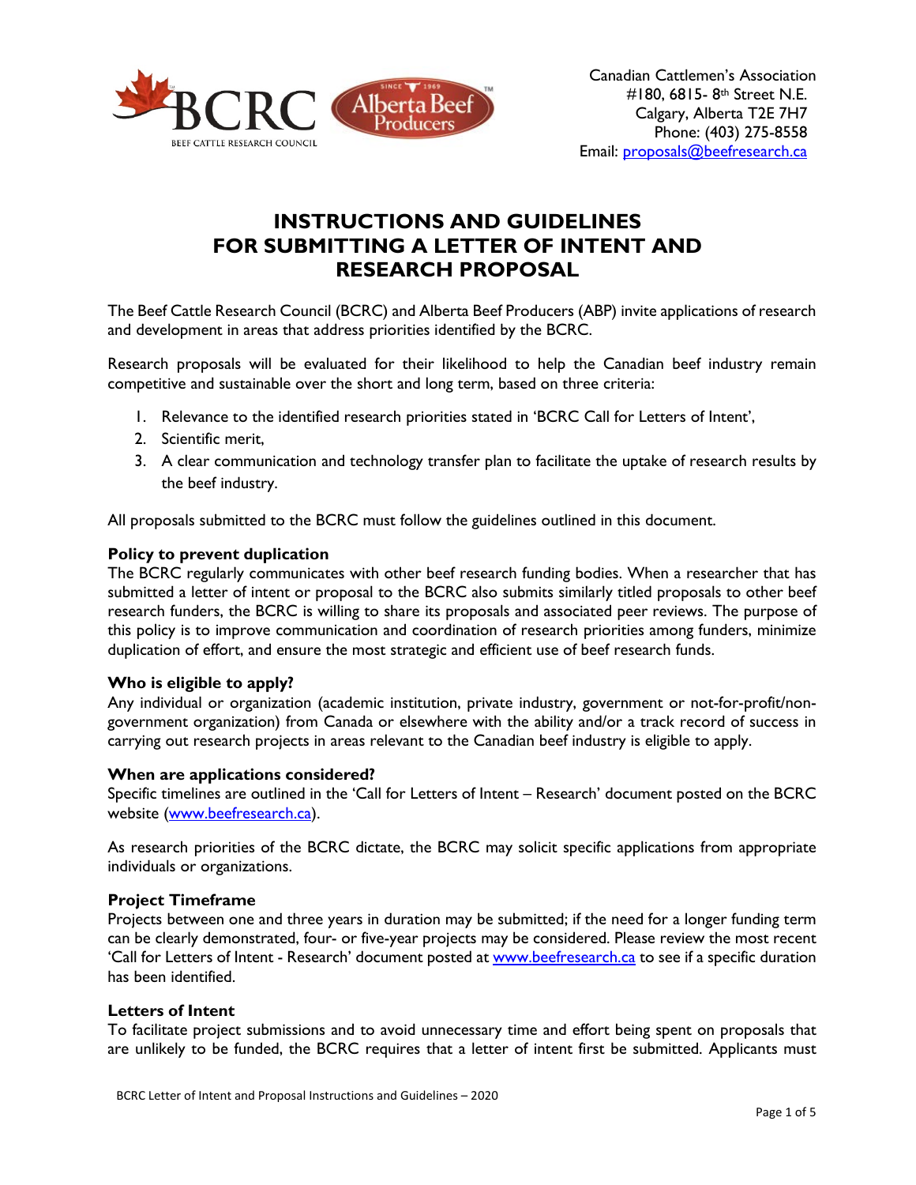Canadian Cattlemen's Association
#180, 6815- 8th Street N.E.
Calgary, Alberta T2E 7H7
Phone: (403) 275-8558
Email: proposals@beefresearch.ca

# INSTRUCTIONS AND GUIDELINES FOR SUBMITTING A LETTER OF INTENT AND RESEARCH PROPOSAL

The Beef Cattle Research Council (BCRC) and Alberta Beef Producers (ABP) invite applications of research and development in areas that address priorities identified by the BCRC.

Research proposals will be evaluated for their likelihood to help the Canadian beef industry remain competitive and sustainable over the short and long term, based on three criteria:

1. Relevance to the identified research priorities stated in 'BCRC Call for Letters of Intent',
2. Scientific merit,
3. A clear communication and technology transfer plan to facilitate the uptake of research results by the beef industry.

All proposals submitted to the BCRC must follow the guidelines outlined in this document.

### Policy to prevent duplication

The BCRC regularly communicates with other beef research funding bodies. When a researcher that has submitted a letter of intent or proposal to the BCRC also submits similarly titled proposals to other beef research funders, the BCRC is willing to share its proposals and associated peer reviews. The purpose of this policy is to improve communication and coordination of research priorities among funders, minimize duplication of effort, and ensure the most strategic and efficient use of beef research funds.

### Who is eligible to apply?

Any individual or organization (academic institution, private industry, government or not-for-profit/non-government organization) from Canada or elsewhere with the ability and/or a track record of success in carrying out research projects in areas relevant to the Canadian beef industry is eligible to apply.

### When are applications considered?

Specific timelines are outlined in the 'Call for Letters of Intent – Research' document posted on the BCRC website (www.beefresearch.ca).

As research priorities of the BCRC dictate, the BCRC may solicit specific applications from appropriate individuals or organizations.

### Project Timeframe

Projects between one and three years in duration may be submitted; if the need for a longer funding term can be clearly demonstrated, four- or five-year projects may be considered. Please review the most recent 'Call for Letters of Intent - Research' document posted at www.beefresearch.ca to see if a specific duration has been identified.

### Letters of Intent

To facilitate project submissions and to avoid unnecessary time and effort being spent on proposals that are unlikely to be funded, the BCRC requires that a letter of intent first be submitted. Applicants must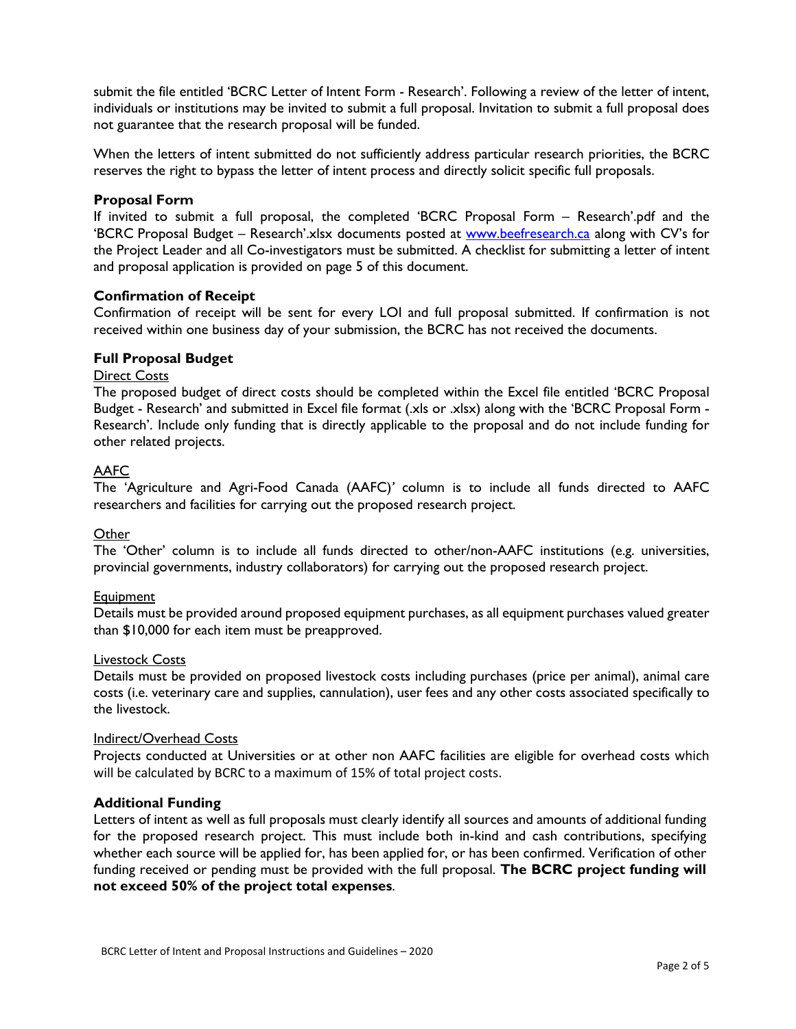submit the file entitled 'BCRC Letter of Intent Form - Research'. Following a review of the letter of intent, individuals or institutions may be invited to submit a full proposal. Invitation to submit a full proposal does not guarantee that the research proposal will be funded.

When the letters of intent submitted do not sufficiently address particular research priorities, the BCRC reserves the right to bypass the letter of intent process and directly solicit specific full proposals.

### Proposal Form

If invited to submit a full proposal, the completed 'BCRC Proposal Form – Research'.pdf and the 'BCRC Proposal Budget – Research'.xlsx documents posted at [www.beefresearch.ca](http://www.beefresearch.ca) along with CV's for the Project Leader and all Co-investigators must be submitted. A checklist for submitting a letter of intent and proposal application is provided on page 5 of this document.

### Confirmation of Receipt

Confirmation of receipt will be sent for every LOI and full proposal submitted. If confirmation is not received within one business day of your submission, the BCRC has not received the documents.

### Full Proposal Budget

<u>Direct Costs</u>

The proposed budget of direct costs should be completed within the Excel file entitled 'BCRC Proposal Budget - Research' and submitted in Excel file format (.xls or .xlsx) along with the 'BCRC Proposal Form - Research'. Include only funding that is directly applicable to the proposal and do not include funding for other related projects.

<u>AAFC</u>

The 'Agriculture and Agri-Food Canada (AAFC)' column is to include all funds directed to AAFC researchers and facilities for carrying out the proposed research project.

<u>Other</u>

The 'Other' column is to include all funds directed to other/non-AAFC institutions (e.g. universities, provincial governments, industry collaborators) for carrying out the proposed research project.

<u>Equipment</u>

Details must be provided around proposed equipment purchases, as all equipment purchases valued greater than $10,000 for each item must be preapproved.

<u>Livestock Costs</u>

Details must be provided on proposed livestock costs including purchases (price per animal), animal care costs (i.e. veterinary care and supplies, cannulation), user fees and any other costs associated specifically to the livestock.

<u>Indirect/Overhead Costs</u>

Projects conducted at Universities or at other non AAFC facilities are eligible for overhead costs which will be calculated by BCRC to a maximum of 15% of total project costs.

### Additional Funding

Letters of intent as well as full proposals must clearly identify all sources and amounts of additional funding for the proposed research project. This must include both in-kind and cash contributions, specifying whether each source will be applied for, has been applied for, or has been confirmed. Verification of other funding received or pending must be provided with the full proposal. **The BCRC project funding will not exceed 50% of the project total expenses**.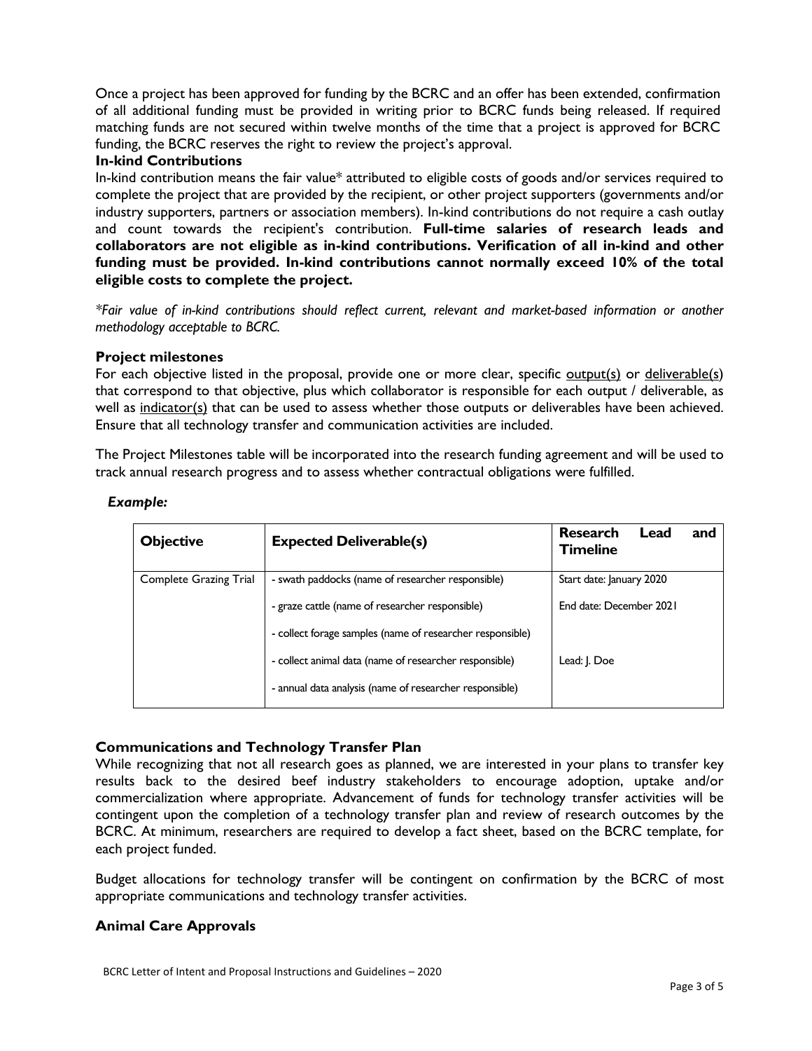Once a project has been approved for funding by the BCRC and an offer has been extended, confirmation of all additional funding must be provided in writing prior to BCRC funds being released. If required matching funds are not secured within twelve months of the time that a project is approved for BCRC funding, the BCRC reserves the right to review the project's approval.

### In-kind Contributions

In-kind contribution means the fair value* attributed to eligible costs of goods and/or services required to complete the project that are provided by the recipient, or other project supporters (governments and/or industry supporters, partners or association members). In-kind contributions do not require a cash outlay and count towards the recipient's contribution. **Full-time salaries of research leads and collaborators are not eligible as in-kind contributions. Verification of all in-kind and other funding must be provided. In-kind contributions cannot normally exceed 10% of the total eligible costs to complete the project.**

*\*Fair value of in-kind contributions should reflect current, relevant and market-based information or another methodology acceptable to BCRC.*

### Project milestones

For each objective listed in the proposal, provide one or more clear, specific output(s) or deliverable(s) that correspond to that objective, plus which collaborator is responsible for each output / deliverable, as well as indicator(s) that can be used to assess whether those outputs or deliverables have been achieved. Ensure that all technology transfer and communication activities are included.

The Project Milestones table will be incorporated into the research funding agreement and will be used to track annual research progress and to assess whether contractual obligations were fulfilled.

***Example:***

| Objective | Expected Deliverable(s) | Research Lead and Timeline |
|---|---|---|
| Complete Grazing Trial | - swath paddocks (name of researcher responsible) | Start date: January 2020 |
| | - graze cattle (name of researcher responsible) | End date: December 2021 |
| | - collect forage samples (name of researcher responsible) | |
| | - collect animal data (name of researcher responsible) | Lead: J. Doe |
| | - annual data analysis (name of researcher responsible) | |

### Communications and Technology Transfer Plan

While recognizing that not all research goes as planned, we are interested in your plans to transfer key results back to the desired beef industry stakeholders to encourage adoption, uptake and/or commercialization where appropriate. Advancement of funds for technology transfer activities will be contingent upon the completion of a technology transfer plan and review of research outcomes by the BCRC. At minimum, researchers are required to develop a fact sheet, based on the BCRC template, for each project funded.

Budget allocations for technology transfer will be contingent on confirmation by the BCRC of most appropriate communications and technology transfer activities.

### Animal Care Approvals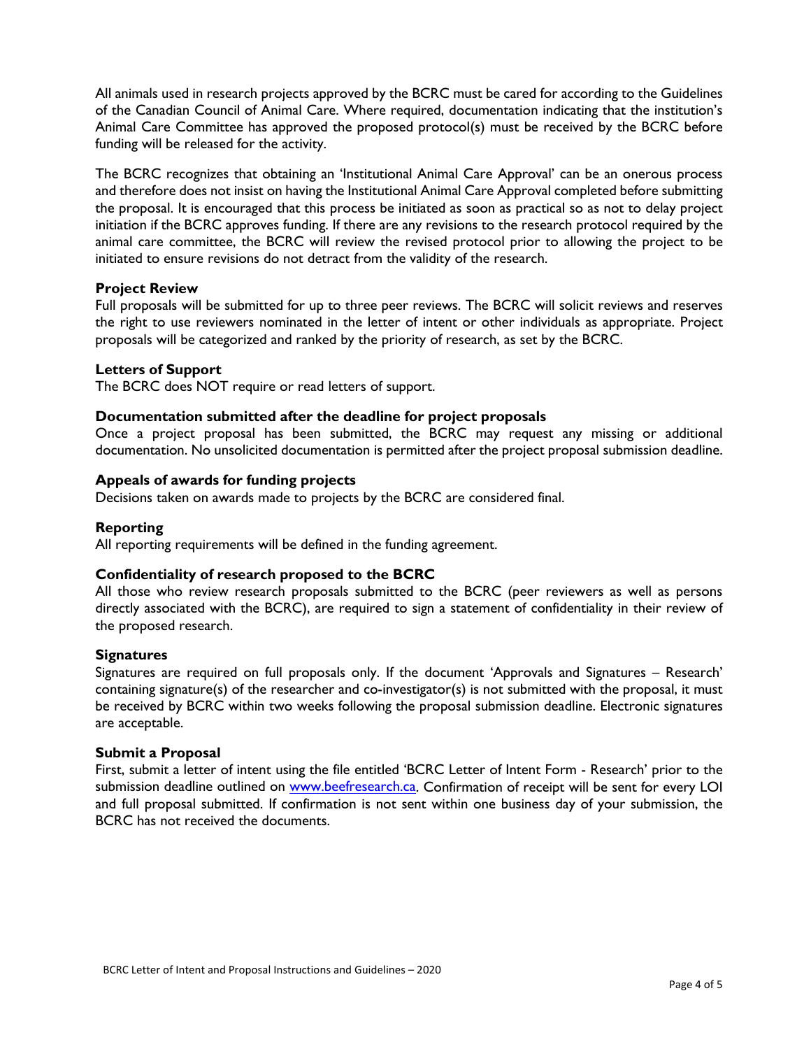All animals used in research projects approved by the BCRC must be cared for according to the Guidelines of the Canadian Council of Animal Care. Where required, documentation indicating that the institution's Animal Care Committee has approved the proposed protocol(s) must be received by the BCRC before funding will be released for the activity.

The BCRC recognizes that obtaining an 'Institutional Animal Care Approval' can be an onerous process and therefore does not insist on having the Institutional Animal Care Approval completed before submitting the proposal. It is encouraged that this process be initiated as soon as practical so as not to delay project initiation if the BCRC approves funding. If there are any revisions to the research protocol required by the animal care committee, the BCRC will review the revised protocol prior to allowing the project to be initiated to ensure revisions do not detract from the validity of the research.

### Project Review

Full proposals will be submitted for up to three peer reviews. The BCRC will solicit reviews and reserves the right to use reviewers nominated in the letter of intent or other individuals as appropriate. Project proposals will be categorized and ranked by the priority of research, as set by the BCRC.

### Letters of Support

The BCRC does NOT require or read letters of support.

### Documentation submitted after the deadline for project proposals

Once a project proposal has been submitted, the BCRC may request any missing or additional documentation. No unsolicited documentation is permitted after the project proposal submission deadline.

### Appeals of awards for funding projects

Decisions taken on awards made to projects by the BCRC are considered final.

### Reporting

All reporting requirements will be defined in the funding agreement.

### Confidentiality of research proposed to the BCRC

All those who review research proposals submitted to the BCRC (peer reviewers as well as persons directly associated with the BCRC), are required to sign a statement of confidentiality in their review of the proposed research.

### Signatures

Signatures are required on full proposals only. If the document 'Approvals and Signatures – Research' containing signature(s) of the researcher and co-investigator(s) is not submitted with the proposal, it must be received by BCRC within two weeks following the proposal submission deadline. Electronic signatures are acceptable.

### Submit a Proposal

First, submit a letter of intent using the file entitled 'BCRC Letter of Intent Form - Research' prior to the submission deadline outlined on [www.beefresearch.ca](http://www.beefresearch.ca). Confirmation of receipt will be sent for every LOI and full proposal submitted. If confirmation is not sent within one business day of your submission, the BCRC has not received the documents.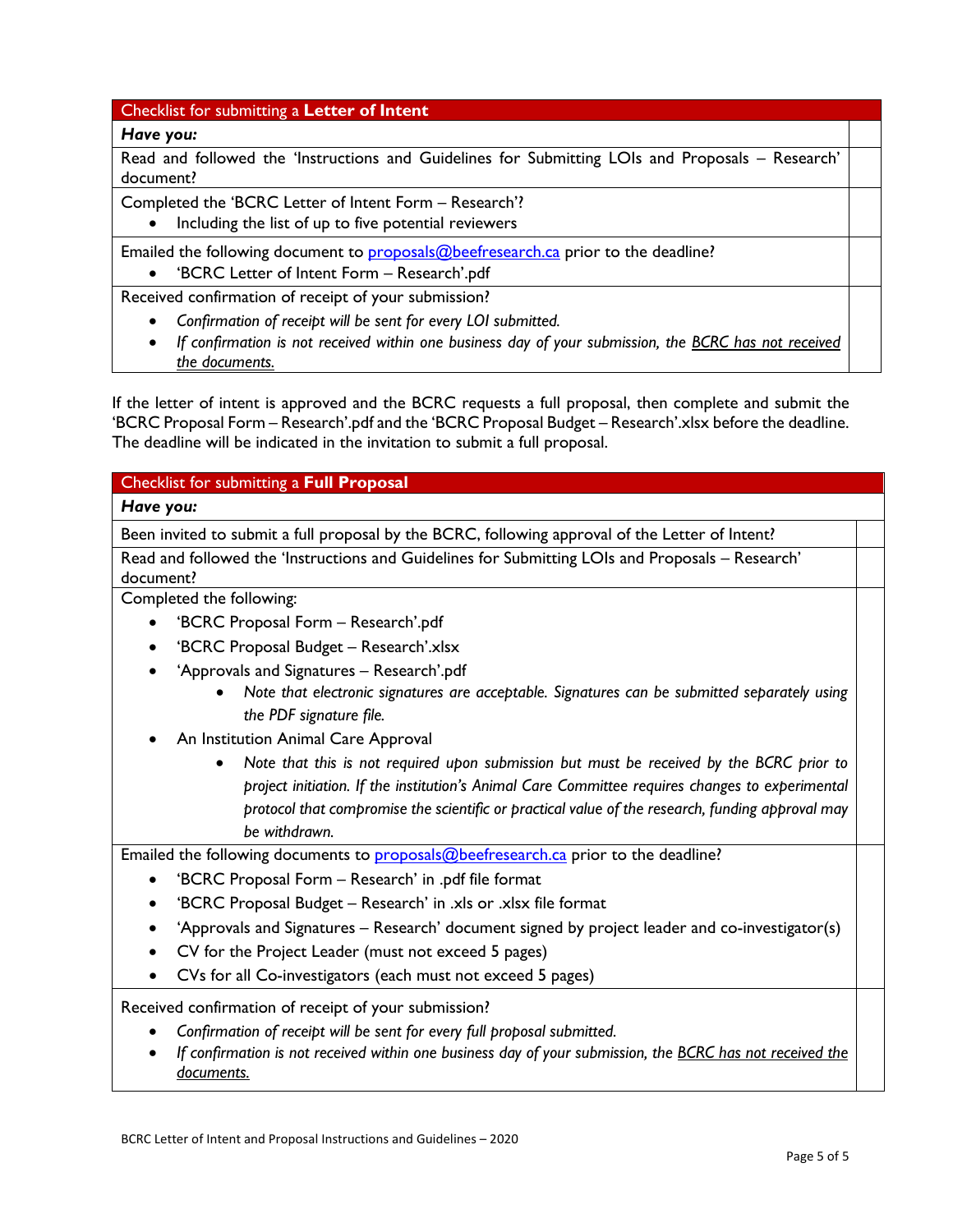| Checklist for submitting a **Letter of Intent** | |
|---|---|
| ***Have you:*** | |
| Read and followed the 'Instructions and Guidelines for Submitting LOIs and Proposals – Research' document? | |
| Completed the 'BCRC Letter of Intent Form – Research'?<br>• Including the list of up to five potential reviewers | |
| Emailed the following document to proposals@beefresearch.ca prior to the deadline?<br>• 'BCRC Letter of Intent Form – Research'.pdf | |
| Received confirmation of receipt of your submission?<br>• *Confirmation of receipt will be sent for every LOI submitted.*<br>• *If confirmation is not received within one business day of your submission, the <u>BCRC has not received the documents.</u>* | |

If the letter of intent is approved and the BCRC requests a full proposal, then complete and submit the 'BCRC Proposal Form – Research'.pdf and the 'BCRC Proposal Budget – Research'.xlsx before the deadline. The deadline will be indicated in the invitation to submit a full proposal.

| Checklist for submitting a **Full Proposal** | |
|---|---|
| ***Have you:*** | |
| Been invited to submit a full proposal by the BCRC, following approval of the Letter of Intent? | |
| Read and followed the 'Instructions and Guidelines for Submitting LOIs and Proposals – Research' document? | |
| Completed the following:<br>• 'BCRC Proposal Form – Research'.pdf<br>• 'BCRC Proposal Budget – Research'.xlsx<br>• 'Approvals and Signatures – Research'.pdf<br>&nbsp;&nbsp;&nbsp;&nbsp;• *Note that electronic signatures are acceptable. Signatures can be submitted separately using the PDF signature file.*<br>• An Institution Animal Care Approval<br>&nbsp;&nbsp;&nbsp;&nbsp;• *Note that this is not required upon submission but must be received by the BCRC prior to project initiation. If the institution's Animal Care Committee requires changes to experimental protocol that compromise the scientific or practical value of the research, funding approval may be withdrawn.* | |
| Emailed the following documents to proposals@beefresearch.ca prior to the deadline?<br>• 'BCRC Proposal Form – Research' in .pdf file format<br>• 'BCRC Proposal Budget – Research' in .xls or .xlsx file format<br>• 'Approvals and Signatures – Research' document signed by project leader and co-investigator(s)<br>• CV for the Project Leader (must not exceed 5 pages)<br>• CVs for all Co-investigators (each must not exceed 5 pages) | |
| Received confirmation of receipt of your submission?<br>• *Confirmation of receipt will be sent for every full proposal submitted.*<br>• *If confirmation is not received within one business day of your submission, the <u>BCRC has not received the documents.</u>* | |